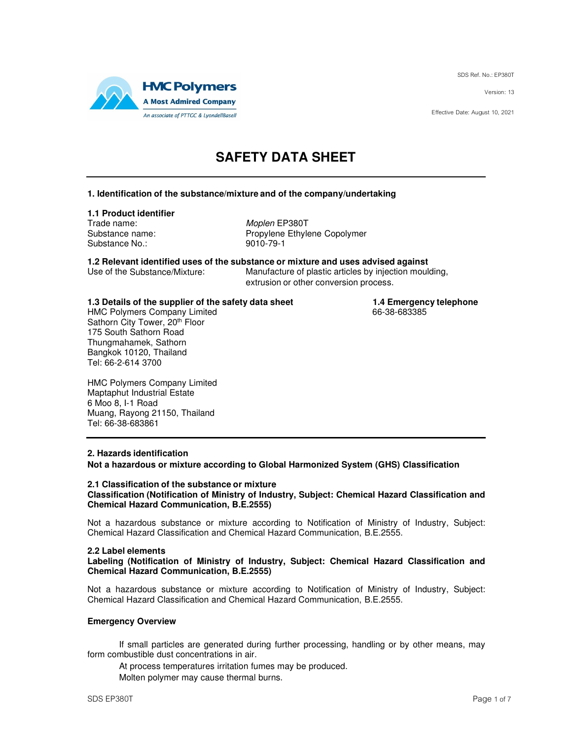HMC Polymers
A Most Admired Company
An associate of PTTGC & LyondellBasell

SDS Ref. No.: EP380T

Version: 13

Effective Date: August 10, 2021

# SAFETY DATA SHEET

## 1. Identification of the substance/mixture and of the company/undertaking

### 1.1 Product identifier

| | |
|---|---|
| Trade name: | *Moplen* EP380T |
| Substance name: | Propylene Ethylene Copolymer |
| Substance No.: | 9010-79-1 |

### 1.2 Relevant identified uses of the substance or mixture and uses advised against

Use of the Substance/Mixture: Manufacture of plastic articles by injection moulding, extrusion or other conversion process.

### 1.3 Details of the supplier of the safety data sheet

HMC Polymers Company Limited
Sathorn City Tower, 20th Floor
175 South Sathorn Road
Thungmahamek, Sathorn
Bangkok 10120, Thailand
Tel: 66-2-614 3700

HMC Polymers Company Limited
Maptaphut Industrial Estate
6 Moo 8, I-1 Road
Muang, Rayong 21150, Thailand
Tel: 66-38-683861

### 1.4 Emergency telephone

66-38-683385

## 2. Hazards identification

**Not a hazardous or mixture according to Global Harmonized System (GHS) Classification**

### 2.1 Classification of the substance or mixture

**Classification (Notification of Ministry of Industry, Subject: Chemical Hazard Classification and Chemical Hazard Communication, B.E.2555)**

Not a hazardous substance or mixture according to Notification of Ministry of Industry, Subject: Chemical Hazard Classification and Chemical Hazard Communication, B.E.2555.

### 2.2 Label elements

**Labeling (Notification of Ministry of Industry, Subject: Chemical Hazard Classification and Chemical Hazard Communication, B.E.2555)**

Not a hazardous substance or mixture according to Notification of Ministry of Industry, Subject: Chemical Hazard Classification and Chemical Hazard Communication, B.E.2555.

**Emergency Overview**

If small particles are generated during further processing, handling or by other means, may form combustible dust concentrations in air.

At process temperatures irritation fumes may be produced.

Molten polymer may cause thermal burns.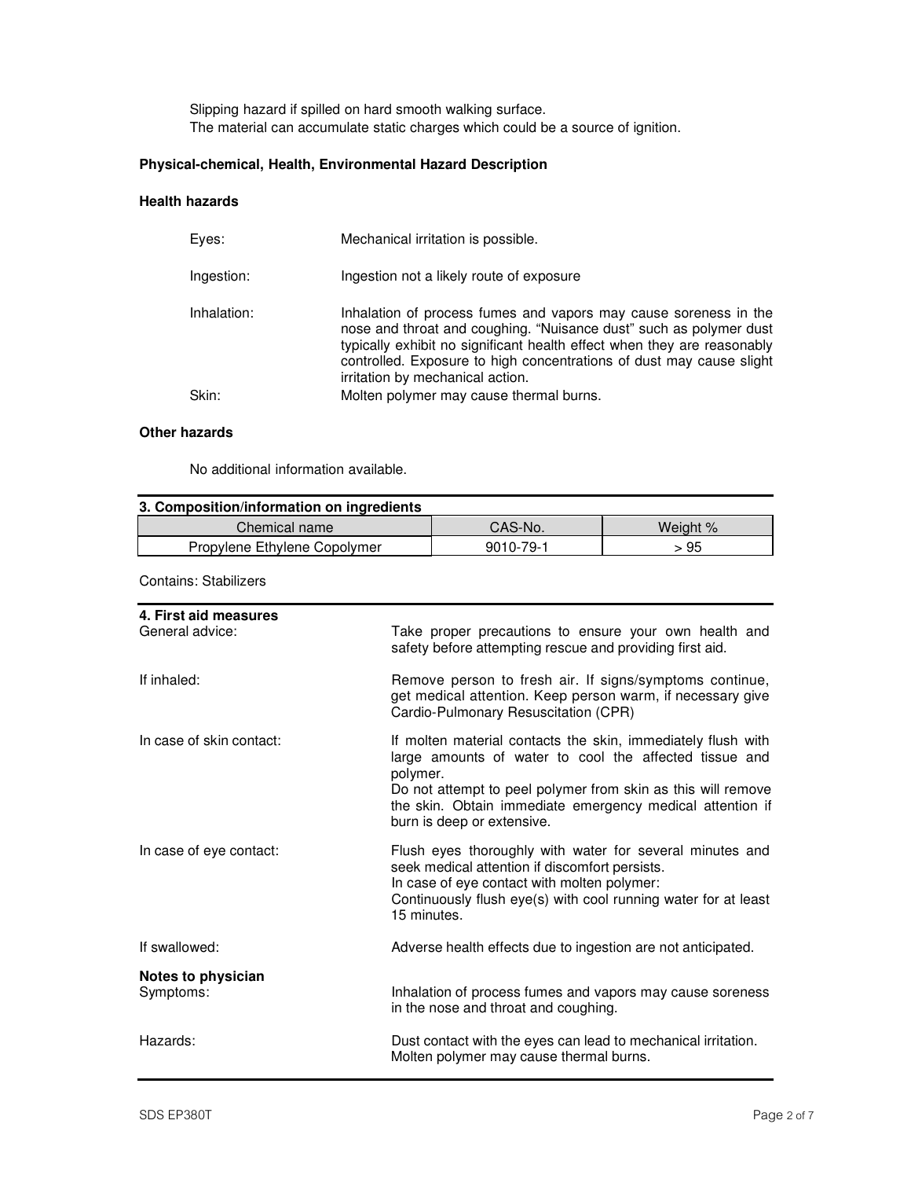Slipping hazard if spilled on hard smooth walking surface.
The material can accumulate static charges which could be a source of ignition.

**Physical-chemical, Health, Environmental Hazard Description**

**Health hazards**

Eyes: Mechanical irritation is possible.

Ingestion: Ingestion not a likely route of exposure

Inhalation: Inhalation of process fumes and vapors may cause soreness in the nose and throat and coughing. "Nuisance dust" such as polymer dust typically exhibit no significant health effect when they are reasonably controlled. Exposure to high concentrations of dust may cause slight irritation by mechanical action.

Skin: Molten polymer may cause thermal burns.

**Other hazards**

No additional information available.

## 3. Composition/information on ingredients

| Chemical name | CAS-No. | Weight % |
|---|---|---|
| Propylene Ethylene Copolymer | 9010-79-1 | > 95 |

Contains: Stabilizers

## 4. First aid measures

General advice: Take proper precautions to ensure your own health and safety before attempting rescue and providing first aid.

If inhaled: Remove person to fresh air. If signs/symptoms continue, get medical attention. Keep person warm, if necessary give Cardio-Pulmonary Resuscitation (CPR)

In case of skin contact: If molten material contacts the skin, immediately flush with large amounts of water to cool the affected tissue and polymer.
Do not attempt to peel polymer from skin as this will remove the skin. Obtain immediate emergency medical attention if burn is deep or extensive.

In case of eye contact: Flush eyes thoroughly with water for several minutes and seek medical attention if discomfort persists.
In case of eye contact with molten polymer:
Continuously flush eye(s) with cool running water for at least 15 minutes.

If swallowed: Adverse health effects due to ingestion are not anticipated.

**Notes to physician**

Symptoms: Inhalation of process fumes and vapors may cause soreness in the nose and throat and coughing.

Hazards: Dust contact with the eyes can lead to mechanical irritation.
Molten polymer may cause thermal burns.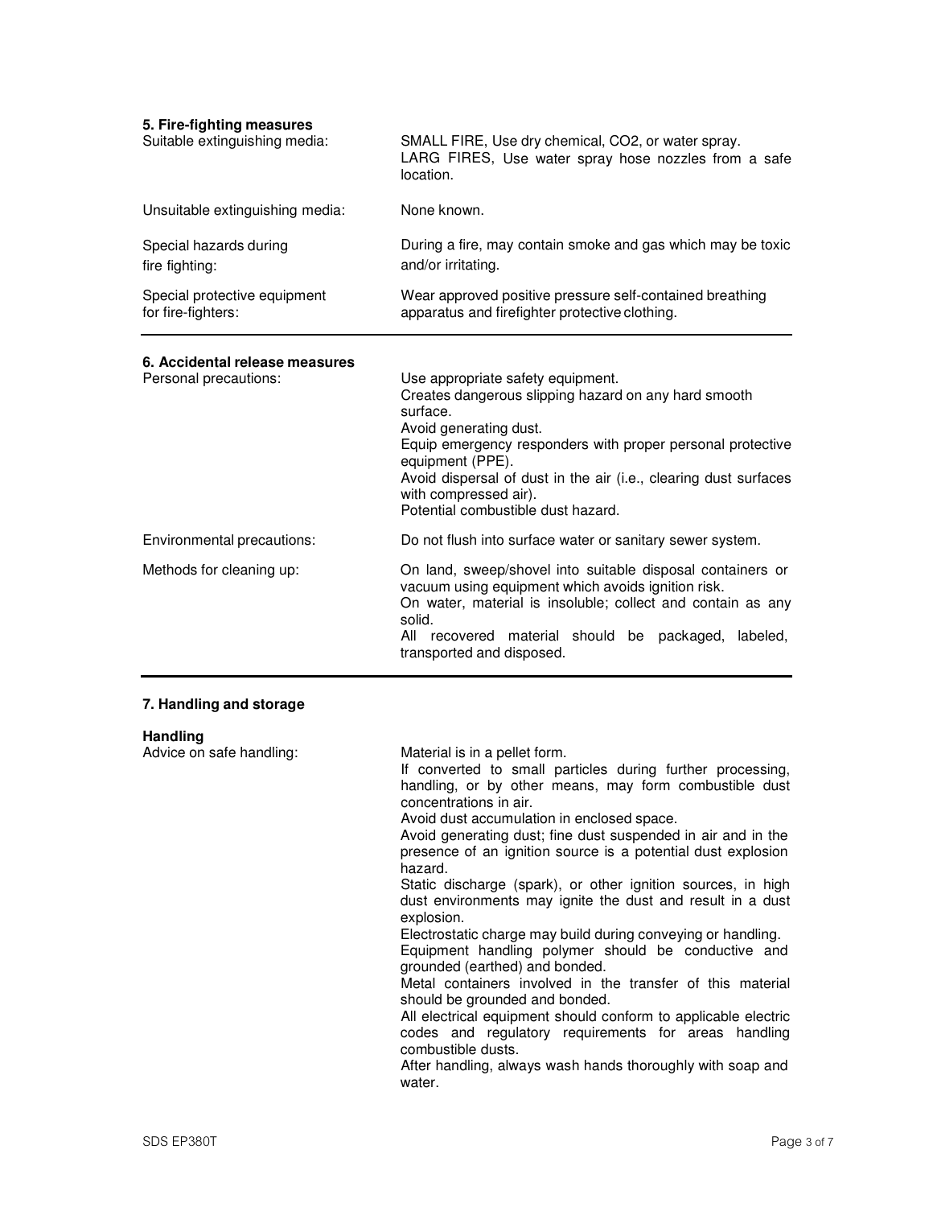## 5. Fire-fighting measures

| | |
|---|---|
| Suitable extinguishing media: | SMALL FIRE, Use dry chemical, $CO_2$, or water spray.<br>LARG FIRES, Use water spray hose nozzles from a safe location. |
| Unsuitable extinguishing media: | None known. |
| Special hazards during fire fighting: | During a fire, may contain smoke and gas which may be toxic and/or irritating. |
| Special protective equipment for fire-fighters: | Wear approved positive pressure self-contained breathing apparatus and firefighter protective clothing. |

## 6. Accidental release measures

| | |
|---|---|
| Personal precautions: | Use appropriate safety equipment.<br>Creates dangerous slipping hazard on any hard smooth surface.<br>Avoid generating dust.<br>Equip emergency responders with proper personal protective equipment (PPE).<br>Avoid dispersal of dust in the air (i.e., clearing dust surfaces with compressed air).<br>Potential combustible dust hazard. |
| Environmental precautions: | Do not flush into surface water or sanitary sewer system. |
| Methods for cleaning up: | On land, sweep/shovel into suitable disposal containers or vacuum using equipment which avoids ignition risk.<br>On water, material is insoluble; collect and contain as any solid.<br>All recovered material should be packaged, labeled, transported and disposed. |

## 7. Handling and storage

### Handling

| | |
|---|---|
| Advice on safe handling: | Material is in a pellet form.<br>If converted to small particles during further processing, handling, or by other means, may form combustible dust concentrations in air.<br>Avoid dust accumulation in enclosed space.<br>Avoid generating dust; fine dust suspended in air and in the presence of an ignition source is a potential dust explosion hazard.<br>Static discharge (spark), or other ignition sources, in high dust environments may ignite the dust and result in a dust explosion.<br>Electrostatic charge may build during conveying or handling.<br>Equipment handling polymer should be conductive and grounded (earthed) and bonded.<br>Metal containers involved in the transfer of this material should be grounded and bonded.<br>All electrical equipment should conform to applicable electric codes and regulatory requirements for areas handling combustible dusts.<br>After handling, always wash hands thoroughly with soap and water. |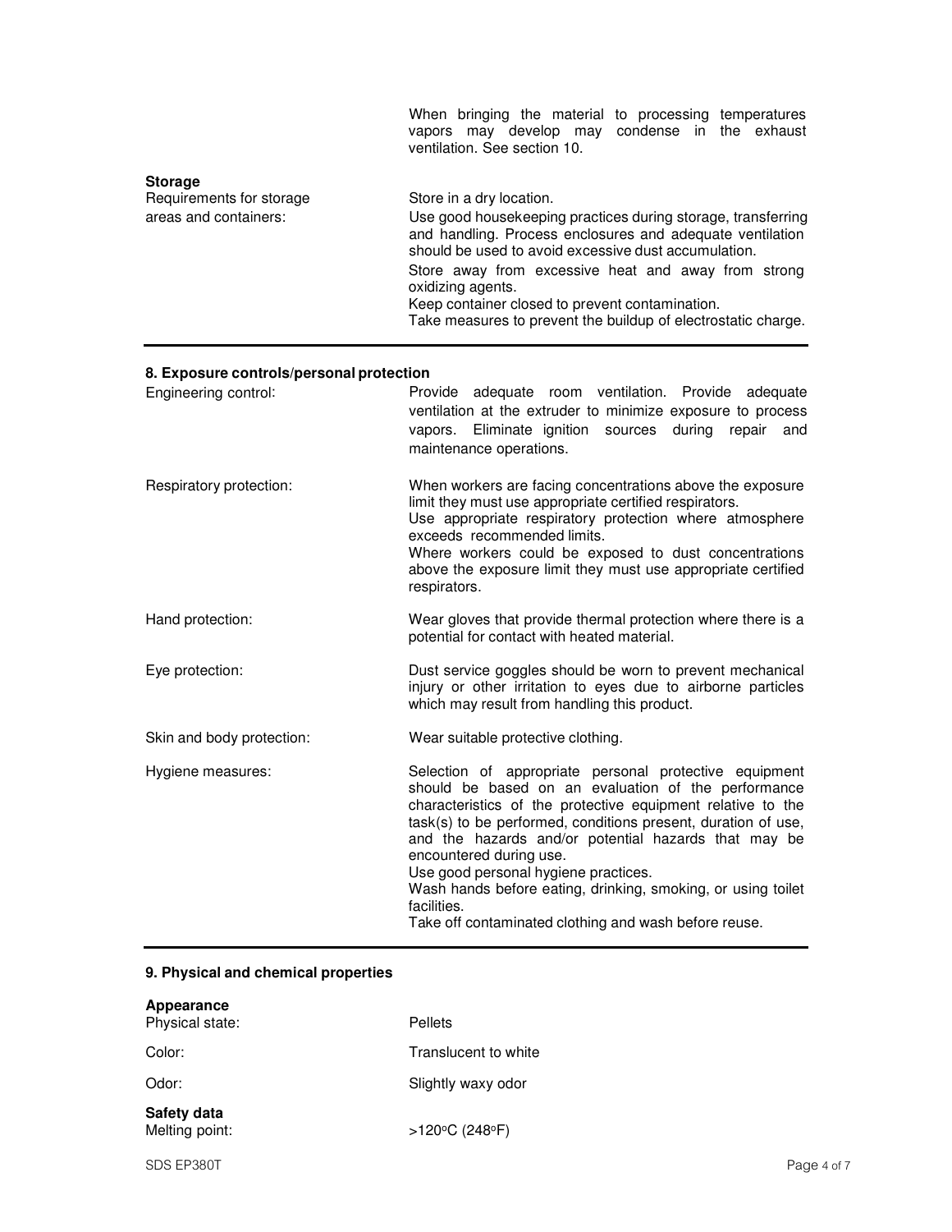When bringing the material to processing temperatures vapors may develop may condense in the exhaust ventilation. See section 10.

**Storage**

| | |
|---|---|
| Requirements for storage areas and containers: | Store in a dry location.<br>Use good housekeeping practices during storage, transferring and handling. Process enclosures and adequate ventilation should be used to avoid excessive dust accumulation.<br>Store away from excessive heat and away from strong oxidizing agents.<br>Keep container closed to prevent contamination.<br>Take measures to prevent the buildup of electrostatic charge. |

## 8. Exposure controls/personal protection

| | |
|---|---|
| Engineering control: | Provide adequate room ventilation. Provide adequate ventilation at the extruder to minimize exposure to process vapors. Eliminate ignition sources during repair and maintenance operations. |
| Respiratory protection: | When workers are facing concentrations above the exposure limit they must use appropriate certified respirators.<br>Use appropriate respiratory protection where atmosphere exceeds recommended limits.<br>Where workers could be exposed to dust concentrations above the exposure limit they must use appropriate certified respirators. |
| Hand protection: | Wear gloves that provide thermal protection where there is a potential for contact with heated material. |
| Eye protection: | Dust service goggles should be worn to prevent mechanical injury or other irritation to eyes due to airborne particles which may result from handling this product. |
| Skin and body protection: | Wear suitable protective clothing. |
| Hygiene measures: | Selection of appropriate personal protective equipment should be based on an evaluation of the performance characteristics of the protective equipment relative to the task(s) to be performed, conditions present, duration of use, and the hazards and/or potential hazards that may be encountered during use.<br>Use good personal hygiene practices.<br>Wash hands before eating, drinking, smoking, or using toilet facilities.<br>Take off contaminated clothing and wash before reuse. |

## 9. Physical and chemical properties

**Appearance**

| | |
|---|---|
| Physical state: | Pellets |
| Color: | Translucent to white |
| Odor: | Slightly waxy odor |

**Safety data**

| | |
|---|---|
| Melting point: | >120°C (248°F) |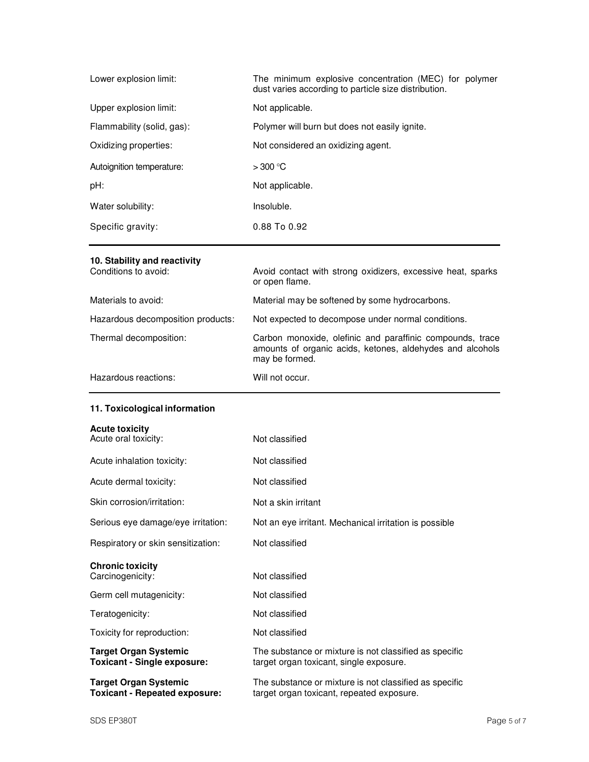| | |
|---|---|
| Lower explosion limit: | The minimum explosive concentration (MEC) for polymer dust varies according to particle size distribution. |
| Upper explosion limit: | Not applicable. |
| Flammability (solid, gas): | Polymer will burn but does not easily ignite. |
| Oxidizing properties: | Not considered an oxidizing agent. |
| Autoignition temperature: | > 300 °C |
| pH: | Not applicable. |
| Water solubility: | Insoluble. |
| Specific gravity: | 0.88 To 0.92 |

## 10. Stability and reactivity

| | |
|---|---|
| Conditions to avoid: | Avoid contact with strong oxidizers, excessive heat, sparks or open flame. |
| Materials to avoid: | Material may be softened by some hydrocarbons. |
| Hazardous decomposition products: | Not expected to decompose under normal conditions. |
| Thermal decomposition: | Carbon monoxide, olefinic and paraffinic compounds, trace amounts of organic acids, ketones, aldehydes and alcohols may be formed. |
| Hazardous reactions: | Will not occur. |

## 11. Toxicological information

**Acute toxicity**

| | |
|---|---|
| Acute oral toxicity: | Not classified |
| Acute inhalation toxicity: | Not classified |
| Acute dermal toxicity: | Not classified |
| Skin corrosion/irritation: | Not a skin irritant |
| Serious eye damage/eye irritation: | Not an eye irritant. Mechanical irritation is possible |
| Respiratory or skin sensitization: | Not classified |

**Chronic toxicity**

| | |
|---|---|
| Carcinogenicity: | Not classified |
| Germ cell mutagenicity: | Not classified |
| Teratogenicity: | Not classified |
| Toxicity for reproduction: | Not classified |
| **Target Organ Systemic Toxicant - Single exposure:** | The substance or mixture is not classified as specific target organ toxicant, single exposure. |
| **Target Organ Systemic Toxicant - Repeated exposure:** | The substance or mixture is not classified as specific target organ toxicant, repeated exposure. |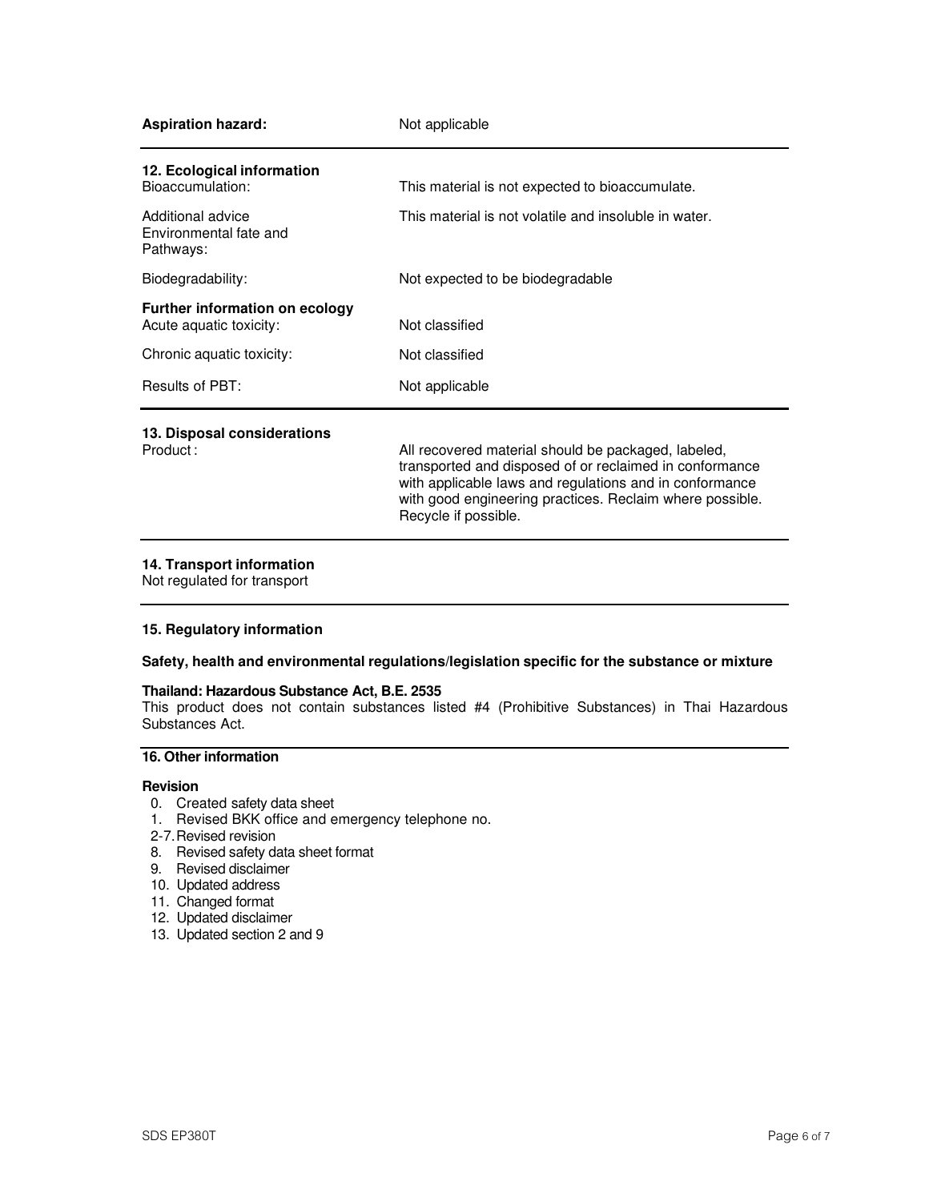| | |
|---|---|
| **Aspiration hazard:** | Not applicable |

## 12. Ecological information

| | |
|---|---|
| Bioaccumulation: | This material is not expected to bioaccumulate. |
| Additional advice Environmental fate and Pathways: | This material is not volatile and insoluble in water. |
| Biodegradability: | Not expected to be biodegradable |

**Further information on ecology**

| | |
|---|---|
| Acute aquatic toxicity: | Not classified |
| Chronic aquatic toxicity: | Not classified |
| Results of PBT: | Not applicable |

## 13. Disposal considerations

| | |
|---|---|
| Product : | All recovered material should be packaged, labeled, transported and disposed of or reclaimed in conformance with applicable laws and regulations and in conformance with good engineering practices. Reclaim where possible. Recycle if possible. |

## 14. Transport information

Not regulated for transport

## 15. Regulatory information

**Safety, health and environmental regulations/legislation specific for the substance or mixture**

**Thailand: Hazardous Substance Act, B.E. 2535**

This product does not contain substances listed #4 (Prohibitive Substances) in Thai Hazardous Substances Act.

## 16. Other information

**Revision**

0. Created safety data sheet
1. Revised BKK office and emergency telephone no.

2-7. Revised revision

8. Revised safety data sheet format
9. Revised disclaimer
10. Updated address
11. Changed format
12. Updated disclaimer
13. Updated section 2 and 9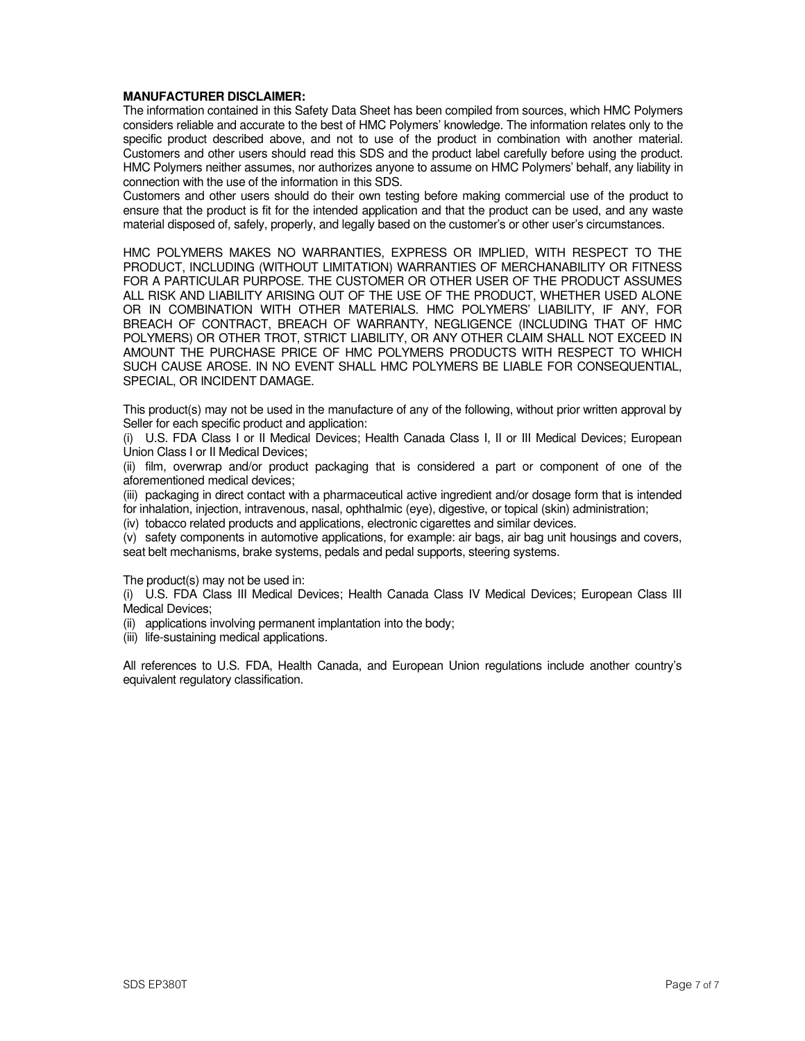**MANUFACTURER DISCLAIMER:**

The information contained in this Safety Data Sheet has been compiled from sources, which HMC Polymers considers reliable and accurate to the best of HMC Polymers' knowledge. The information relates only to the specific product described above, and not to use of the product in combination with another material. Customers and other users should read this SDS and the product label carefully before using the product. HMC Polymers neither assumes, nor authorizes anyone to assume on HMC Polymers' behalf, any liability in connection with the use of the information in this SDS.

Customers and other users should do their own testing before making commercial use of the product to ensure that the product is fit for the intended application and that the product can be used, and any waste material disposed of, safely, properly, and legally based on the customer's or other user's circumstances.

HMC POLYMERS MAKES NO WARRANTIES, EXPRESS OR IMPLIED, WITH RESPECT TO THE PRODUCT, INCLUDING (WITHOUT LIMITATION) WARRANTIES OF MERCHANABILITY OR FITNESS FOR A PARTICULAR PURPOSE. THE CUSTOMER OR OTHER USER OF THE PRODUCT ASSUMES ALL RISK AND LIABILITY ARISING OUT OF THE USE OF THE PRODUCT, WHETHER USED ALONE OR IN COMBINATION WITH OTHER MATERIALS. HMC POLYMERS' LIABILITY, IF ANY, FOR BREACH OF CONTRACT, BREACH OF WARRANTY, NEGLIGENCE (INCLUDING THAT OF HMC POLYMERS) OR OTHER TROT, STRICT LIABILITY, OR ANY OTHER CLAIM SHALL NOT EXCEED IN AMOUNT THE PURCHASE PRICE OF HMC POLYMERS PRODUCTS WITH RESPECT TO WHICH SUCH CAUSE AROSE. IN NO EVENT SHALL HMC POLYMERS BE LIABLE FOR CONSEQUENTIAL, SPECIAL, OR INCIDENT DAMAGE.

This product(s) may not be used in the manufacture of any of the following, without prior written approval by Seller for each specific product and application:

(i) U.S. FDA Class I or II Medical Devices; Health Canada Class I, II or III Medical Devices; European Union Class I or II Medical Devices;

(ii) film, overwrap and/or product packaging that is considered a part or component of one of the aforementioned medical devices;

(iii) packaging in direct contact with a pharmaceutical active ingredient and/or dosage form that is intended for inhalation, injection, intravenous, nasal, ophthalmic (eye), digestive, or topical (skin) administration;

(iv) tobacco related products and applications, electronic cigarettes and similar devices.

(v) safety components in automotive applications, for example: air bags, air bag unit housings and covers, seat belt mechanisms, brake systems, pedals and pedal supports, steering systems.

The product(s) may not be used in:

(i) U.S. FDA Class III Medical Devices; Health Canada Class IV Medical Devices; European Class III Medical Devices;

(ii) applications involving permanent implantation into the body;

(iii) life-sustaining medical applications.

All references to U.S. FDA, Health Canada, and European Union regulations include another country's equivalent regulatory classification.